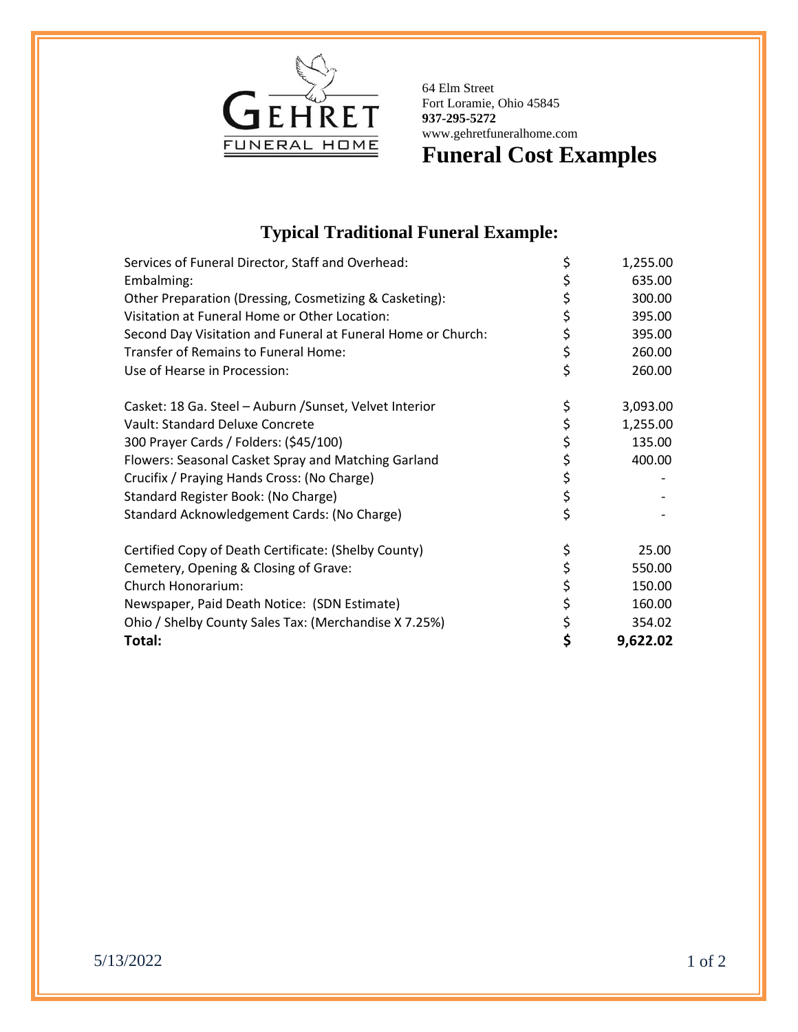GEHRET FUNERAL HOME

64 Elm Street
Fort Loramie, Ohio 45845
**937-295-5272**
www.gehretfuneralhome.com

# Funeral Cost Examples

## Typical Traditional Funeral Example:

| Item | | Amount |
|---|---|---|
| Services of Funeral Director, Staff and Overhead: | $ | 1,255.00 |
| Embalming: | $ | 635.00 |
| Other Preparation (Dressing, Cosmetizing & Casketing): | $ | 300.00 |
| Visitation at Funeral Home or Other Location: | $ | 395.00 |
| Second Day Visitation and Funeral at Funeral Home or Church: | $ | 395.00 |
| Transfer of Remains to Funeral Home: | $ | 260.00 |
| Use of Hearse in Procession: | $ | 260.00 |
| Casket: 18 Ga. Steel – Auburn /Sunset, Velvet Interior | $ | 3,093.00 |
| Vault: Standard Deluxe Concrete | $ | 1,255.00 |
| 300 Prayer Cards / Folders: ($45/100) | $ | 135.00 |
| Flowers: Seasonal Casket Spray and Matching Garland | $ | 400.00 |
| Crucifix / Praying Hands Cross: (No Charge) | $ | - |
| Standard Register Book: (No Charge) | $ | - |
| Standard Acknowledgement Cards: (No Charge) | $ | - |
| Certified Copy of Death Certificate: (Shelby County) | $ | 25.00 |
| Cemetery, Opening & Closing of Grave: | $ | 550.00 |
| Church Honorarium: | $ | 150.00 |
| Newspaper, Paid Death Notice: (SDN Estimate) | $ | 160.00 |
| Ohio / Shelby County Sales Tax: (Merchandise X 7.25%) | $ | 354.02 |
| **Total:** | **$** | **9,622.02** |

5/13/2022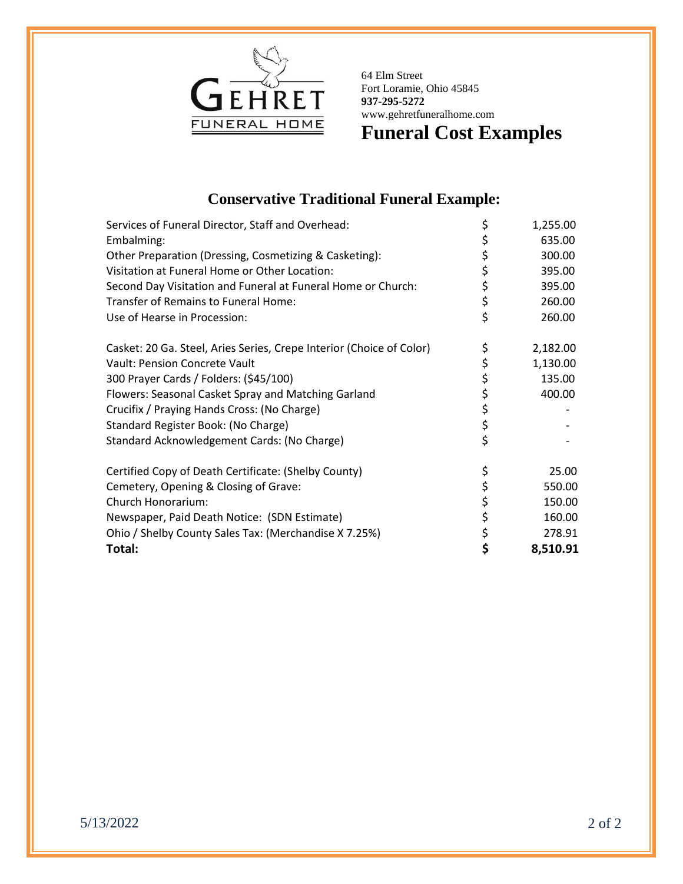GEHRET FUNERAL HOME

64 Elm Street
Fort Loramie, Ohio 45845
**937-295-5272**
www.gehretfuneralhome.com

# Funeral Cost Examples

## Conservative Traditional Funeral Example:

| | | |
|---|---|---|
| Services of Funeral Director, Staff and Overhead: | $ | 1,255.00 |
| Embalming: | $ | 635.00 |
| Other Preparation (Dressing, Cosmetizing & Casketing): | $ | 300.00 |
| Visitation at Funeral Home or Other Location: | $ | 395.00 |
| Second Day Visitation and Funeral at Funeral Home or Church: | $ | 395.00 |
| Transfer of Remains to Funeral Home: | $ | 260.00 |
| Use of Hearse in Procession: | $ | 260.00 |
| | | |
| Casket: 20 Ga. Steel, Aries Series, Crepe Interior (Choice of Color) | $ | 2,182.00 |
| Vault: Pension Concrete Vault | $ | 1,130.00 |
| 300 Prayer Cards / Folders: ($45/100) | $ | 135.00 |
| Flowers: Seasonal Casket Spray and Matching Garland | $ | 400.00 |
| Crucifix / Praying Hands Cross: (No Charge) | $ | - |
| Standard Register Book: (No Charge) | $ | - |
| Standard Acknowledgement Cards: (No Charge) | $ | - |
| | | |
| Certified Copy of Death Certificate: (Shelby County) | $ | 25.00 |
| Cemetery, Opening & Closing of Grave: | $ | 550.00 |
| Church Honorarium: | $ | 150.00 |
| Newspaper, Paid Death Notice: (SDN Estimate) | $ | 160.00 |
| Ohio / Shelby County Sales Tax: (Merchandise X 7.25%) | $ | 278.91 |
| **Total:** | **$** | **8,510.91** |

5/13/2022